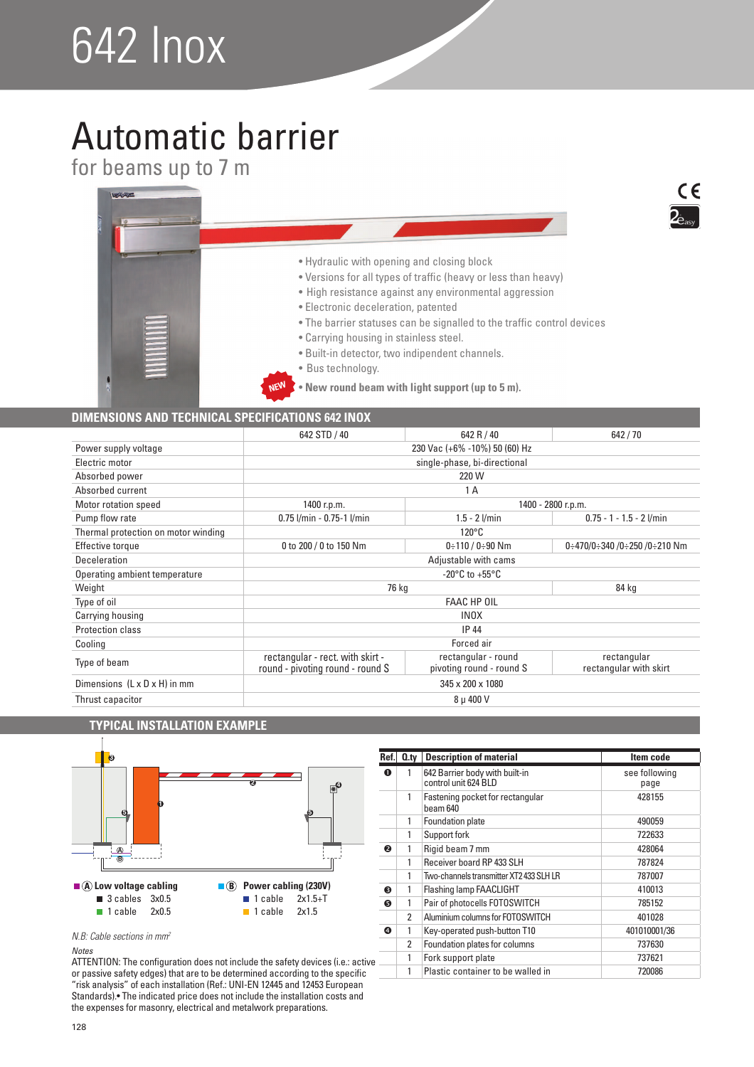# 642 Inox

## Automatic barrier

for beams up to 7 m

- Hydraulic with opening and closing block
- Versions for all types of traffic (heavy or less than heavy)
- High resistance against any environmental aggression
- Electronic deceleration, patented
- The barrier statuses can be signalled to the traffic control devices
- Carrying housing in stainless steel.
- Built-in detector, two indipendent channels.
- Bus technology.
- NEW **New round beam with light support (up to 5 m).**

## DIMENSIONS AND TECHNICAL SPECIFICATIONS 642 INOX

| | 642 STD / 40 | 642 R / 40 | 642 / 70 |
|---|---|---|---|
| Power supply voltage | 230 Vac (+6% -10%) 50 (60) Hz | | |
| Electric motor | single-phase, bi-directional | | |
| Absorbed power | 220 W | | |
| Absorbed current | 1 A | | |
| Motor rotation speed | 1400 r.p.m. | 1400 - 2800 r.p.m. | |
| Pump flow rate | 0.75 l/min - 0.75-1 l/min | 1.5 - 2 l/min | 0.75 - 1 - 1.5 - 2 l/min |
| Thermal protection on motor winding | 120°C | | |
| Effective torque | 0 to 200 / 0 to 150 Nm | 0÷110 / 0÷90 Nm | 0÷470/0÷340 /0÷250 /0÷210 Nm |
| Deceleration | Adjustable with cams | | |
| Operating ambient temperature | -20°C to +55°C | | |
| Weight | 76 kg | | 84 kg |
| Type of oil | FAAC HP OIL | | |
| Carrying housing | INOX | | |
| Protection class | IP 44 | | |
| Cooling | Forced air | | |
| Type of beam | rectangular - rect. with skirt - round - pivoting round - round S | rectangular - round pivoting round - round S | rectangular rectangular with skirt |
| Dimensions (L x D x H) in mm | 345 x 200 x 1080 | | |
| Thrust capacitor | 8 µ 400 V | | |

## TYPICAL INSTALLATION EXAMPLE

**Ⓐ Low voltage cabling**
- 3 cables 3x0.5
- 1 cable 2x0.5

**Ⓑ Power cabling (230V)**
- 1 cable 2x1.5+T
- 1 cable 2x1.5

*N.B: Cable sections in mm²*

| Ref. | Q.ty | Description of material | Item code |
|---|---|---|---|
| 1 | 1 | 642 Barrier body with built-in control unit 624 BLD | see following page |
| | 1 | Fastening pocket for rectangular beam 640 | 428155 |
| | 1 | Foundation plate | 490059 |
| | 1 | Support fork | 722633 |
| 2 | 1 | Rigid beam 7 mm | 428064 |
| | 1 | Receiver board RP 433 SLH | 787824 |
| | 1 | Two-channels transmitter XT2 433 SLH LR | 787007 |
| 3 | 1 | Flashing lamp FAACLIGHT | 410013 |
| 5 | 1 | Pair of photocells FOTOSWITCH | 785152 |
| | 2 | Aluminium columns for FOTOSWITCH | 401028 |
| 4 | 1 | Key-operated push-button T10 | 401010001/36 |
| | 2 | Foundation plates for columns | 737630 |
| | 1 | Fork support plate | 737621 |
| | 1 | Plastic container to be walled in | 720086 |

*Notes*

ATTENTION: The configuration does not include the safety devices (i.e.: active or passive safety edges) that are to be determined according to the specific "risk analysis" of each installation (Ref.: UNI-EN 12445 and 12453 European Standards).• The indicated price does not include the installation costs and the expenses for masonry, electrical and metalwork preparations.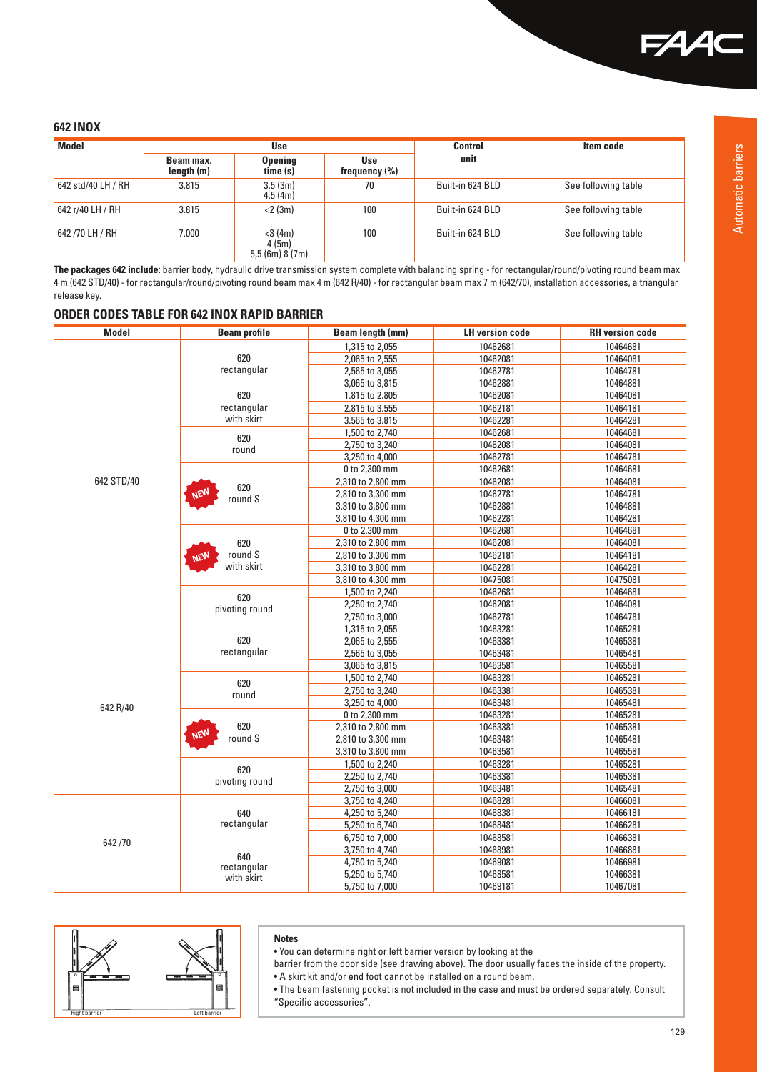## 642 INOX

| Model | Use | | | Control unit | Item code |
|---|---|---|---|---|---|
| | Beam max. length (m) | Opening time (s) | Use frequency (%) | | |
| 642 std/40 LH / RH | 3.815 | 3,5 (3m) 4,5 (4m) | 70 | Built-in 624 BLD | See following table |
| 642 r/40 LH / RH | 3.815 | <2 (3m) | 100 | Built-in 624 BLD | See following table |
| 642 /70 LH / RH | 7.000 | <3 (4m) 4 (5m) 5,5 (6m) 8 (7m) | 100 | Built-in 624 BLD | See following table |

**The packages 642 include:** barrier body, hydraulic drive transmission system complete with balancing spring - for rectangular/round/pivoting round beam max 4 m (642 STD/40) - for rectangular/round/pivoting round beam max 4 m (642 R/40) - for rectangular beam max 7 m (642/70), installation accessories, a triangular release key.

## ORDER CODES TABLE FOR 642 INOX RAPID BARRIER

| Model | Beam profile | Beam length (mm) | LH version code | RH version code |
|---|---|---|---|---|
| 642 STD/40 | 620 rectangular | 1,315 to 2,055 | 10462681 | 10464681 |
| | | 2,065 to 2,555 | 10462081 | 10464081 |
| | | 2,565 to 3,055 | 10462781 | 10464781 |
| | | 3,065 to 3,815 | 10462881 | 10464881 |
| | 620 rectangular with skirt | 1.815 to 2.805 | 10462081 | 10464081 |
| | | 2.815 to 3.555 | 10462181 | 10464181 |
| | | 3.565 to 3.815 | 10462281 | 10464281 |
| | 620 round | 1,500 to 2,740 | 10462681 | 10464681 |
| | | 2,750 to 3,240 | 10462081 | 10464081 |
| | | 3,250 to 4,000 | 10462781 | 10464781 |
| | NEW 620 round S | 0 to 2,300 mm | 10462681 | 10464681 |
| | | 2,310 to 2,800 mm | 10462081 | 10464081 |
| | | 2,810 to 3,300 mm | 10462781 | 10464781 |
| | | 3,310 to 3,800 mm | 10462881 | 10464881 |
| | | 3,810 to 4,300 mm | 10462281 | 10464281 |
| | NEW 620 round S with skirt | 0 to 2,300 mm | 10462681 | 10464681 |
| | | 2,310 to 2,800 mm | 10462081 | 10464081 |
| | | 2,810 to 3,300 mm | 10462181 | 10464181 |
| | | 3,310 to 3,800 mm | 10462281 | 10464281 |
| | | 3,810 to 4,300 mm | 10475081 | 10475081 |
| | 620 pivoting round | 1,500 to 2,240 | 10462681 | 10464681 |
| | | 2,250 to 2,740 | 10462081 | 10464081 |
| | | 2,750 to 3,000 | 10462781 | 10464781 |
| 642 R/40 | 620 rectangular | 1,315 to 2,055 | 10463281 | 10465281 |
| | | 2,065 to 2,555 | 10463381 | 10465381 |
| | | 2,565 to 3,055 | 10463481 | 10465481 |
| | | 3,065 to 3,815 | 10463581 | 10465581 |
| | 620 round | 1,500 to 2,740 | 10463281 | 10465281 |
| | | 2,750 to 3,240 | 10463381 | 10465381 |
| | | 3,250 to 4,000 | 10463481 | 10465481 |
| | NEW 620 round S | 0 to 2,300 mm | 10463281 | 10465281 |
| | | 2,310 to 2,800 mm | 10463381 | 10465381 |
| | | 2,810 to 3,300 mm | 10463481 | 10465481 |
| | | 3,310 to 3,800 mm | 10463581 | 10465581 |
| | 620 pivoting round | 1,500 to 2,240 | 10463281 | 10465281 |
| | | 2,250 to 2,740 | 10463381 | 10465381 |
| | | 2,750 to 3,000 | 10463481 | 10465481 |
| 642 /70 | 640 rectangular | 3,750 to 4,240 | 10468281 | 10466081 |
| | | 4,250 to 5,240 | 10468381 | 10466181 |
| | | 5,250 to 6,740 | 10468481 | 10466281 |
| | | 6,750 to 7,000 | 10468581 | 10466381 |
| | 640 rectangular with skirt | 3,750 to 4,740 | 10468981 | 10466881 |
| | | 4,750 to 5,240 | 10469081 | 10466981 |
| | | 5,250 to 5,740 | 10468581 | 10466381 |
| | | 5,750 to 7,000 | 10469181 | 10467081 |

Right barrier    Left barrier

**Notes**

- You can determine right or left barrier version by looking at the barrier from the door side (see drawing above). The door usually faces the inside of the property.
- A skirt kit and/or end foot cannot be installed on a round beam.
- The beam fastening pocket is not included in the case and must be ordered separately. Consult "Specific accessories".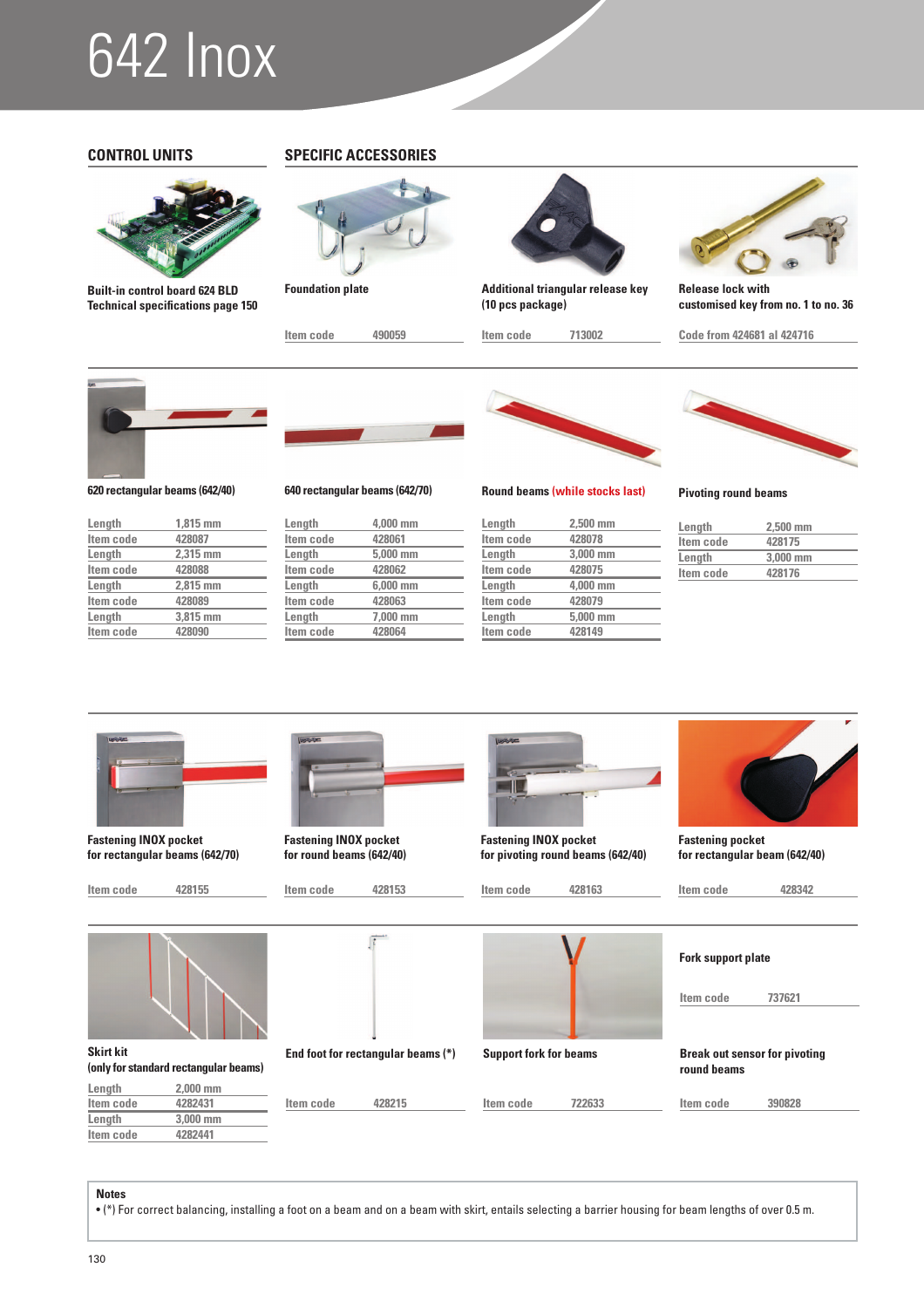# 642 Inox

## CONTROL UNITS

**Built-in control board 624 BLD**
**Technical specifications page 150**

## SPECIFIC ACCESSORIES

**Foundation plate**

| Item code | 490059 |
|---|---|

**Additional triangular release key (10 pcs package)**

| Item code | 713002 |
|---|---|

**Release lock with customised key from no. 1 to no. 36**

Code from 424681 al 424716

**620 rectangular beams (642/40)**

| Length | 1,815 mm |
|---|---|
| Item code | 428087 |
| Length | 2,315 mm |
| Item code | 428088 |
| Length | 2,815 mm |
| Item code | 428089 |
| Length | 3,815 mm |
| Item code | 428090 |

**640 rectangular beams (642/70)**

| Length | 4,000 mm |
|---|---|
| Item code | 428061 |
| Length | 5,000 mm |
| Item code | 428062 |
| Length | 6,000 mm |
| Item code | 428063 |
| Length | 7,000 mm |
| Item code | 428064 |

**Round beams (while stocks last)**

| Length | 2,500 mm |
|---|---|
| Item code | 428078 |
| Length | 3,000 mm |
| Item code | 428075 |
| Length | 4,000 mm |
| Item code | 428079 |
| Length | 5,000 mm |
| Item code | 428149 |

**Pivoting round beams**

| Length | 2,500 mm |
|---|---|
| Item code | 428175 |
| Length | 3,000 mm |
| Item code | 428176 |

**Fastening INOX pocket for rectangular beams (642/70)**

| Item code | 428155 |
|---|---|

**Fastening INOX pocket for round beams (642/40)**

| Item code | 428153 |
|---|---|

**Fastening INOX pocket for pivoting round beams (642/40)**

| Item code | 428163 |
|---|---|

**Fastening pocket for rectangular beam (642/40)**

| Item code | 428342 |
|---|---|

**Skirt kit (only for standard rectangular beams)**

| Length | 2,000 mm |
|---|---|
| Item code | 4282431 |
| Length | 3,000 mm |
| Item code | 4282441 |

**End foot for rectangular beams (*)**

| Item code | 428215 |
|---|---|

**Support fork for beams**

| Item code | 722633 |
|---|---|

**Fork support plate**

| Item code | 737621 |
|---|---|

**Break out sensor for pivoting round beams**

| Item code | 390828 |
|---|---|

**Notes**

• (*) For correct balancing, installing a foot on a beam and on a beam with skirt, entails selecting a barrier housing for beam lengths of over 0.5 m.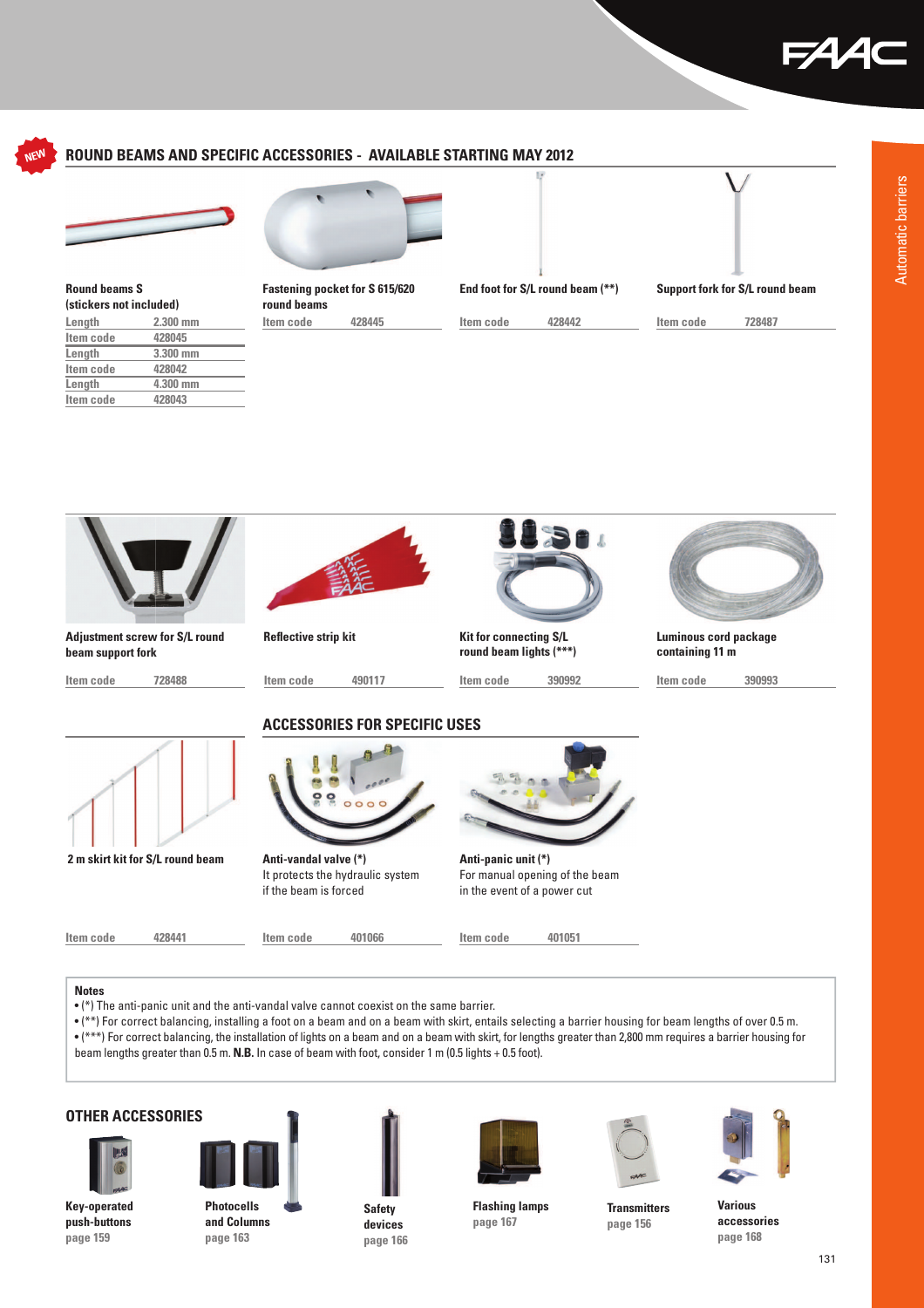NEW

## ROUND BEAMS AND SPECIFIC ACCESSORIES - AVAILABLE STARTING MAY 2012

**Round beams S (stickers not included)**

| | |
|---|---|
| Length | 2.300 mm |
| Item code | 428045 |
| Length | 3.300 mm |
| Item code | 428042 |
| Length | 4.300 mm |
| Item code | 428043 |

**Fastening pocket for S 615/620 round beams**

Item code 428445

**End foot for S/L round beam (**)**

Item code 428442

**Support fork for S/L round beam**

Item code 728487

**Adjustment screw for S/L round beam support fork**

Item code 728488

**Reflective strip kit**

Item code 490117

**Kit for connecting S/L round beam lights (***)**

Item code 390992

**Luminous cord package containing 11 m**

Item code 390993

**2 m skirt kit for S/L round beam**

Item code 428441

### ACCESSORIES FOR SPECIFIC USES

**Anti-vandal valve (*)**
It protects the hydraulic system if the beam is forced

Item code 401066

**Anti-panic unit (*)**
For manual opening of the beam in the event of a power cut

Item code 401051

**Notes**

- (*) The anti-panic unit and the anti-vandal valve cannot coexist on the same barrier.
- (**) For correct balancing, installing a foot on a beam and on a beam with skirt, entails selecting a barrier housing for beam lengths of over 0.5 m.
- (***) For correct balancing, the installation of lights on a beam and on a beam with skirt, for lengths greater than 2,800 mm requires a barrier housing for beam lengths greater than 0.5 m. **N.B.** In case of beam with foot, consider 1 m (0.5 lights + 0.5 foot).

## OTHER ACCESSORIES

**Key-operated push-buttons**
page 159

**Photocells and Columns**
page 163

**Safety devices**
page 166

**Flashing lamps**
page 167

**Transmitters**
page 156

**Various accessories**
page 168